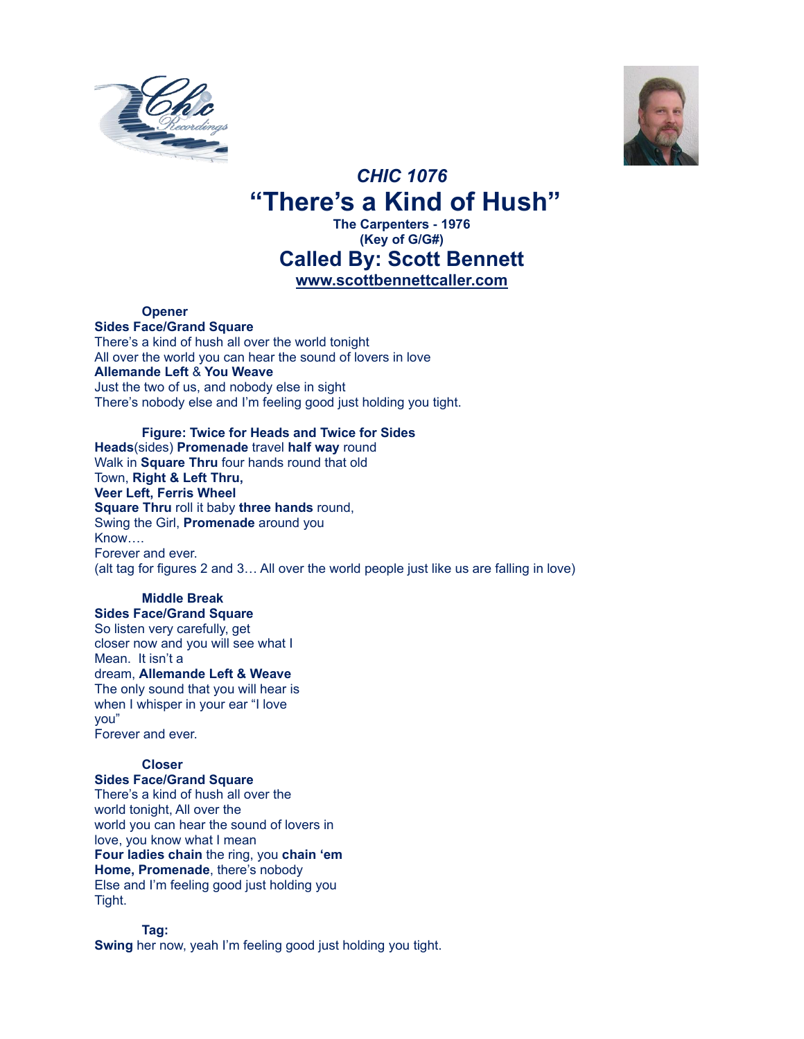# *CHIC 1076*

# "There's a Kind of Hush"

**The Carpenters - 1976**
**(Key of G/G#)**

## Called By: Scott Bennett

**www.scottbennettcaller.com**

### Opener

**Sides Face/Grand Square**
There's a kind of hush all over the world tonight
All over the world you can hear the sound of lovers in love
**Allemande Left** & **You Weave**
Just the two of us, and nobody else in sight
There's nobody else and I'm feeling good just holding you tight.

### Figure: Twice for Heads and Twice for Sides

**Heads**(sides) **Promenade** travel **half way** round
Walk in **Square Thru** four hands round that old
Town, **Right & Left Thru,**
**Veer Left, Ferris Wheel**
**Square Thru** roll it baby **three hands** round,
Swing the Girl, **Promenade** around you
Know….
Forever and ever.
(alt tag for figures 2 and 3… All over the world people just like us are falling in love)

### Middle Break

**Sides Face/Grand Square**
So listen very carefully, get
closer now and you will see what I
Mean. It isn't a
dream, **Allemande Left & Weave**
The only sound that you will hear is
when I whisper in your ear "I love
you"
Forever and ever.

### Closer

**Sides Face/Grand Square**
There's a kind of hush all over the
world tonight, All over the
world you can hear the sound of lovers in
love, you know what I mean
**Four ladies chain** the ring, you **chain 'em**
**Home, Promenade**, there's nobody
Else and I'm feeling good just holding you
Tight.

### Tag:

**Swing** her now, yeah I'm feeling good just holding you tight.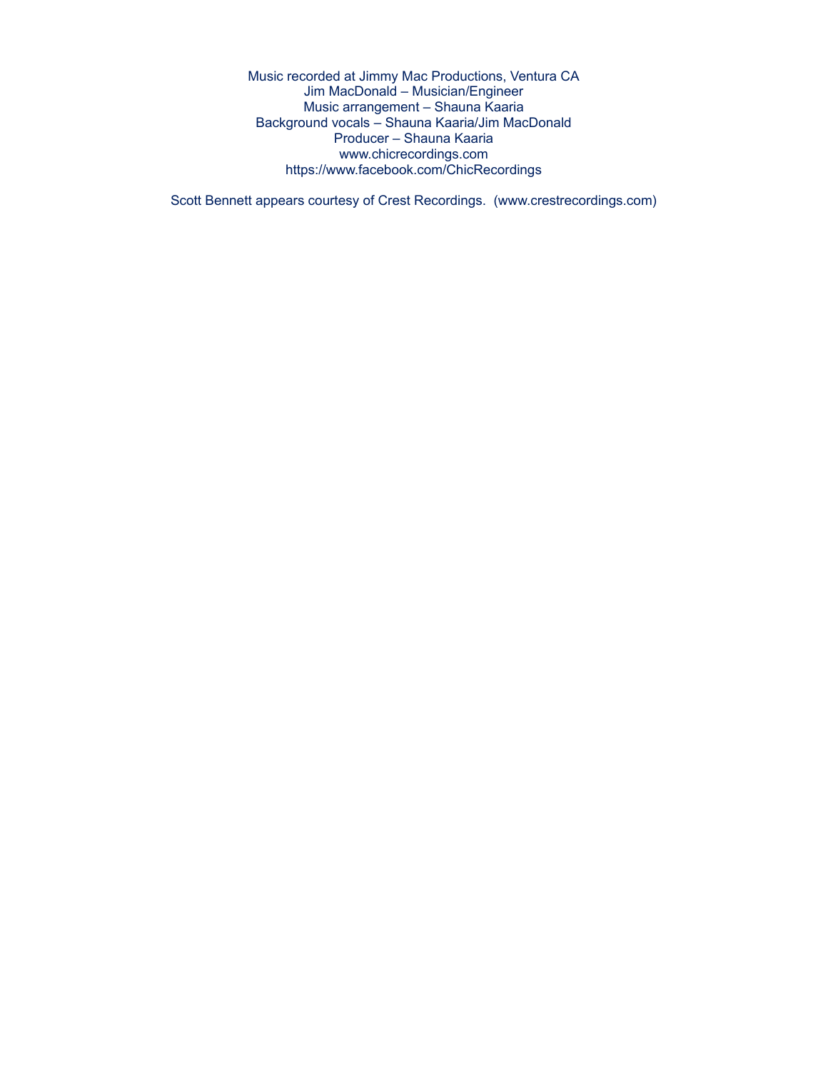Music recorded at Jimmy Mac Productions, Ventura CA
Jim MacDonald – Musician/Engineer
Music arrangement – Shauna Kaaria
Background vocals – Shauna Kaaria/Jim MacDonald
Producer – Shauna Kaaria
www.chicrecordings.com
https://www.facebook.com/ChicRecordings

Scott Bennett appears courtesy of Crest Recordings. (www.crestrecordings.com)